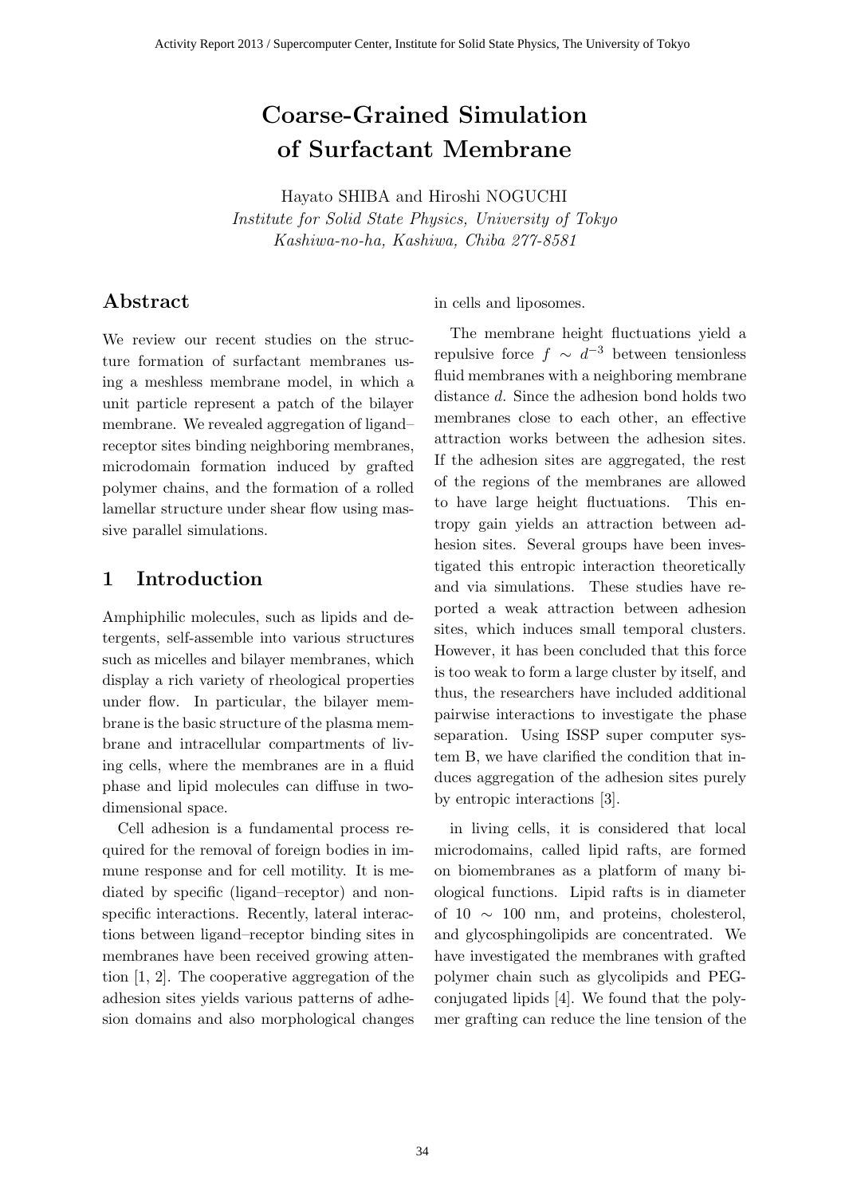# Coarse-Grained Simulation of Surfactant Membrane

Hayato SHIBA and Hiroshi NOGUCHI

*Institute for Solid State Physics, University of Tokyo*
*Kashiwa-no-ha, Kashiwa, Chiba 277-8581*

## Abstract

We review our recent studies on the structure formation of surfactant membranes using a meshless membrane model, in which a unit particle represent a patch of the bilayer membrane. We revealed aggregation of ligand–receptor sites binding neighboring membranes, microdomain formation induced by grafted polymer chains, and the formation of a rolled lamellar structure under shear flow using massive parallel simulations.

## 1 Introduction

Amphiphilic molecules, such as lipids and detergents, self-assemble into various structures such as micelles and bilayer membranes, which display a rich variety of rheological properties under flow. In particular, the bilayer membrane is the basic structure of the plasma membrane and intracellular compartments of living cells, where the membranes are in a fluid phase and lipid molecules can diffuse in two-dimensional space.

Cell adhesion is a fundamental process required for the removal of foreign bodies in immune response and for cell motility. It is mediated by specific (ligand–receptor) and nonspecific interactions. Recently, lateral interactions between ligand–receptor binding sites in membranes have been received growing attention [1, 2]. The cooperative aggregation of the adhesion sites yields various patterns of adhesion domains and also morphological changes in cells and liposomes.

The membrane height fluctuations yield a repulsive force $f \sim d^{-3}$ between tensionless fluid membranes with a neighboring membrane distance $d$. Since the adhesion bond holds two membranes close to each other, an effective attraction works between the adhesion sites. If the adhesion sites are aggregated, the rest of the regions of the membranes are allowed to have large height fluctuations. This entropy gain yields an attraction between adhesion sites. Several groups have been investigated this entropic interaction theoretically and via simulations. These studies have reported a weak attraction between adhesion sites, which induces small temporal clusters. However, it has been concluded that this force is too weak to form a large cluster by itself, and thus, the researchers have included additional pairwise interactions to investigate the phase separation. Using ISSP super computer system B, we have clarified the condition that induces aggregation of the adhesion sites purely by entropic interactions [3].

in living cells, it is considered that local microdomains, called lipid rafts, are formed on biomembranes as a platform of many biological functions. Lipid rafts is in diameter of 10 $\sim$ 100 nm, and proteins, cholesterol, and glycosphingolipids are concentrated. We have investigated the membranes with grafted polymer chain such as glycolipids and PEG-conjugated lipids [4]. We found that the polymer grafting can reduce the line tension of the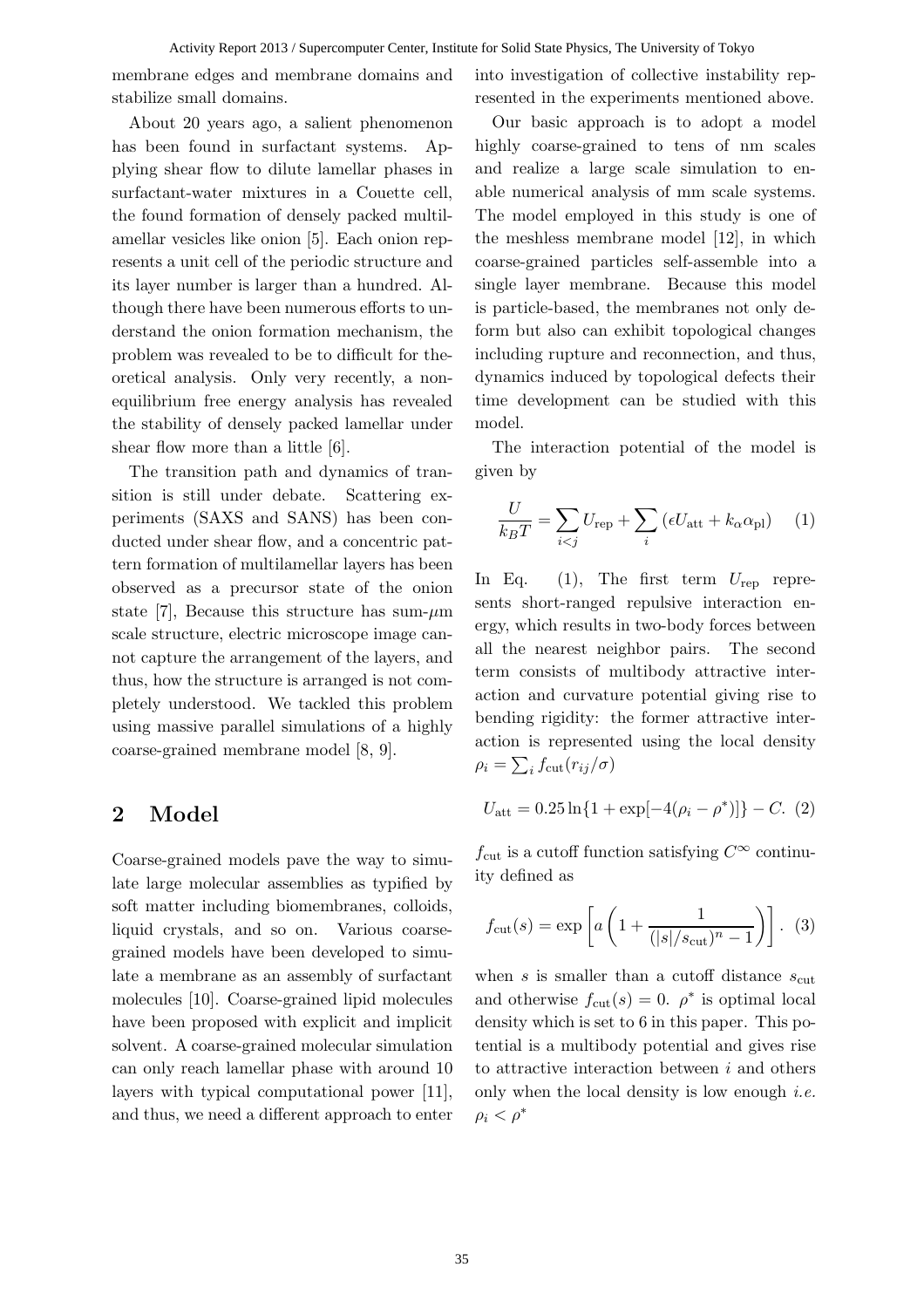membrane edges and membrane domains and stabilize small domains.

About 20 years ago, a salient phenomenon has been found in surfactant systems. Applying shear flow to dilute lamellar phases in surfactant-water mixtures in a Couette cell, the found formation of densely packed multilamellar vesicles like onion [5]. Each onion represents a unit cell of the periodic structure and its layer number is larger than a hundred. Although there have been numerous efforts to understand the onion formation mechanism, the problem was revealed to be to difficult for theoretical analysis. Only very recently, a non-equilibrium free energy analysis has revealed the stability of densely packed lamellar under shear flow more than a little [6].

The transition path and dynamics of transition is still under debate. Scattering experiments (SAXS and SANS) has been conducted under shear flow, and a concentric pattern formation of multilamellar layers has been observed as a precursor state of the onion state [7], Because this structure has sum-$\mu$m scale structure, electric microscope image cannot capture the arrangement of the layers, and thus, how the structure is arranged is not completely understood. We tackled this problem using massive parallel simulations of a highly coarse-grained membrane model [8, 9].

## 2 Model

Coarse-grained models pave the way to simulate large molecular assemblies as typified by soft matter including biomembranes, colloids, liquid crystals, and so on. Various coarse-grained models have been developed to simulate a membrane as an assembly of surfactant molecules [10]. Coarse-grained lipid molecules have been proposed with explicit and implicit solvent. A coarse-grained molecular simulation can only reach lamellar phase with around 10 layers with typical computational power [11], and thus, we need a different approach to enter into investigation of collective instability represented in the experiments mentioned above.

Our basic approach is to adopt a model highly coarse-grained to tens of nm scales and realize a large scale simulation to enable numerical analysis of mm scale systems. The model employed in this study is one of the meshless membrane model [12], in which coarse-grained particles self-assemble into a single layer membrane. Because this model is particle-based, the membranes not only deform but also can exhibit topological changes including rupture and reconnection, and thus, dynamics induced by topological defects their time development can be studied with this model.

The interaction potential of the model is given by

$$\frac{U}{k_BT} = \sum_{i<j} U_{\mathrm{rep}} + \sum_{i} \left( \epsilon U_{\mathrm{att}} + k_\alpha \alpha_{\mathrm{pl}} \right) \quad (1)$$

In Eq. (1), The first term $U_{\mathrm{rep}}$ represents short-ranged repulsive interaction energy, which results in two-body forces between all the nearest neighbor pairs. The second term consists of multibody attractive interaction and curvature potential giving rise to bending rigidity: the former attractive interaction is represented using the local density $\rho_i = \sum_i f_{\mathrm{cut}}(r_{ij}/\sigma)$

$$U_{\mathrm{att}} = 0.25 \ln\{1 + \exp[-4(\rho_i - \rho^*)]\} - C. \quad (2)$$

$f_{\mathrm{cut}}$ is a cutoff function satisfying $C^\infty$ continuity defined as

$$f_{\mathrm{cut}}(s) = \exp\left[ a \left( 1 + \frac{1}{(|s|/s_{\mathrm{cut}})^n - 1} \right) \right]. \quad (3)$$

when $s$ is smaller than a cutoff distance $s_{\mathrm{cut}}$ and otherwise $f_{\mathrm{cut}}(s) = 0$. $\rho^*$ is optimal local density which is set to 6 in this paper. This potential is a multibody potential and gives rise to attractive interaction between $i$ and others only when the local density is low enough *i.e.* $\rho_i < \rho^*$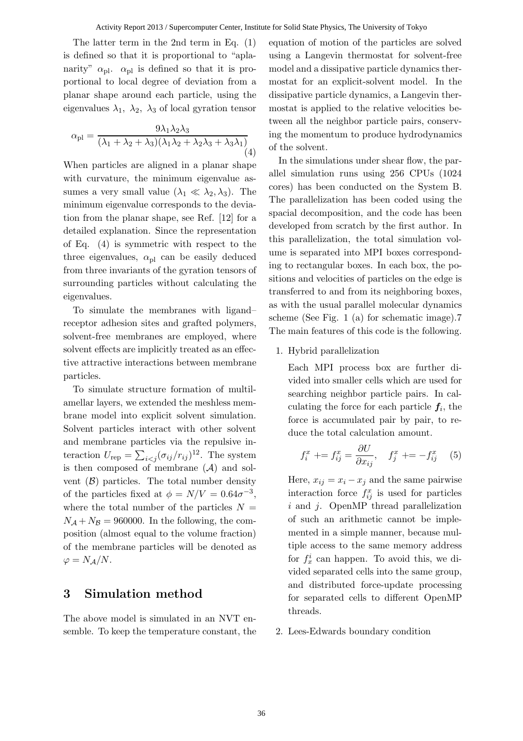The latter term in the 2nd term in Eq. (1) is defined so that it is proportional to "aplanarity" $\alpha_{\rm pl}$. $\alpha_{\rm pl}$ is defined so that it is proportional to local degree of deviation from a planar shape around each particle, using the eigenvalues $\lambda_1$, $\lambda_2$, $\lambda_3$ of local gyration tensor

$$\alpha_{\rm pl} = \frac{9\lambda_1\lambda_2\lambda_3}{(\lambda_1+\lambda_2+\lambda_3)(\lambda_1\lambda_2+\lambda_2\lambda_3+\lambda_3\lambda_1)} \tag{4}$$

When particles are aligned in a planar shape with curvature, the minimum eigenvalue assumes a very small value ($\lambda_1 \ll \lambda_2, \lambda_3$). The minimum eigenvalue corresponds to the deviation from the planar shape, see Ref. [12] for a detailed explanation. Since the representation of Eq. (4) is symmetric with respect to the three eigenvalues, $\alpha_{\rm pl}$ can be easily deduced from three invariants of the gyration tensors of surrounding particles without calculating the eigenvalues.

To simulate the membranes with ligand–receptor adhesion sites and grafted polymers, solvent-free membranes are employed, where solvent effects are implicitly treated as an effective attractive interactions between membrane particles.

To simulate structure formation of multilamellar layers, we extended the meshless membrane model into explicit solvent simulation. Solvent particles interact with other solvent and membrane particles via the repulsive interaction $U_{\rm rep} = \sum_{i<j}(\sigma_{ij}/r_{ij})^{12}$. The system is then composed of membrane ($\mathcal{A}$) and solvent ($\mathcal{B}$) particles. The total number density of the particles fixed at $\phi = N/V = 0.64\sigma^{-3}$, where the total number of the particles $N = N_{\mathcal{A}} + N_{\mathcal{B}} = 960000$. In the following, the composition (almost equal to the volume fraction) of the membrane particles will be denoted as $\varphi = N_{\mathcal{A}}/N$.

## 3 Simulation method

The above model is simulated in an NVT ensemble. To keep the temperature constant, the equation of motion of the particles are solved using a Langevin thermostat for solvent-free model and a dissipative particle dynamics thermostat for an explicit-solvent model. In the dissipative particle dynamics, a Langevin thermostat is applied to the relative velocities between all the neighbor particle pairs, conserving the momentum to produce hydrodynamics of the solvent.

In the simulations under shear flow, the parallel simulation runs using 256 CPUs (1024 cores) has been conducted on the System B. The parallelization has been coded using the spacial decomposition, and the code has been developed from scratch by the first author. In this parallelization, the total simulation volume is separated into MPI boxes corresponding to rectangular boxes. In each box, the positions and velocities of particles on the edge is transferred to and from its neighboring boxes, as with the usual parallel molecular dynamics scheme (See Fig. 1 (a) for schematic image).7 The main features of this code is the following.

1. Hybrid parallelization

   Each MPI process box are further divided into smaller cells which are used for searching neighbor particle pairs. In calculating the force for each particle $\boldsymbol{f}_i$, the force is accumulated pair by pair, to reduce the total calculation amount.

   $$f_i^x \mathrel{+}= f_{ij}^x = \frac{\partial U}{\partial x_{ij}}, \quad f_j^x \mathrel{+}= -f_{ij}^x \tag{5}$$

   Here, $x_{ij} = x_i - x_j$ and the same pairwise interaction force $f_{ij}^x$ is used for particles $i$ and $j$. OpenMP thread parallelization of such an arithmetic cannot be implemented in a simple manner, because multiple access to the same memory address for $f_x^i$ can happen. To avoid this, we divided separated cells into the same group, and distributed force-update processing for separated cells to different OpenMP threads.

2. Lees-Edwards boundary condition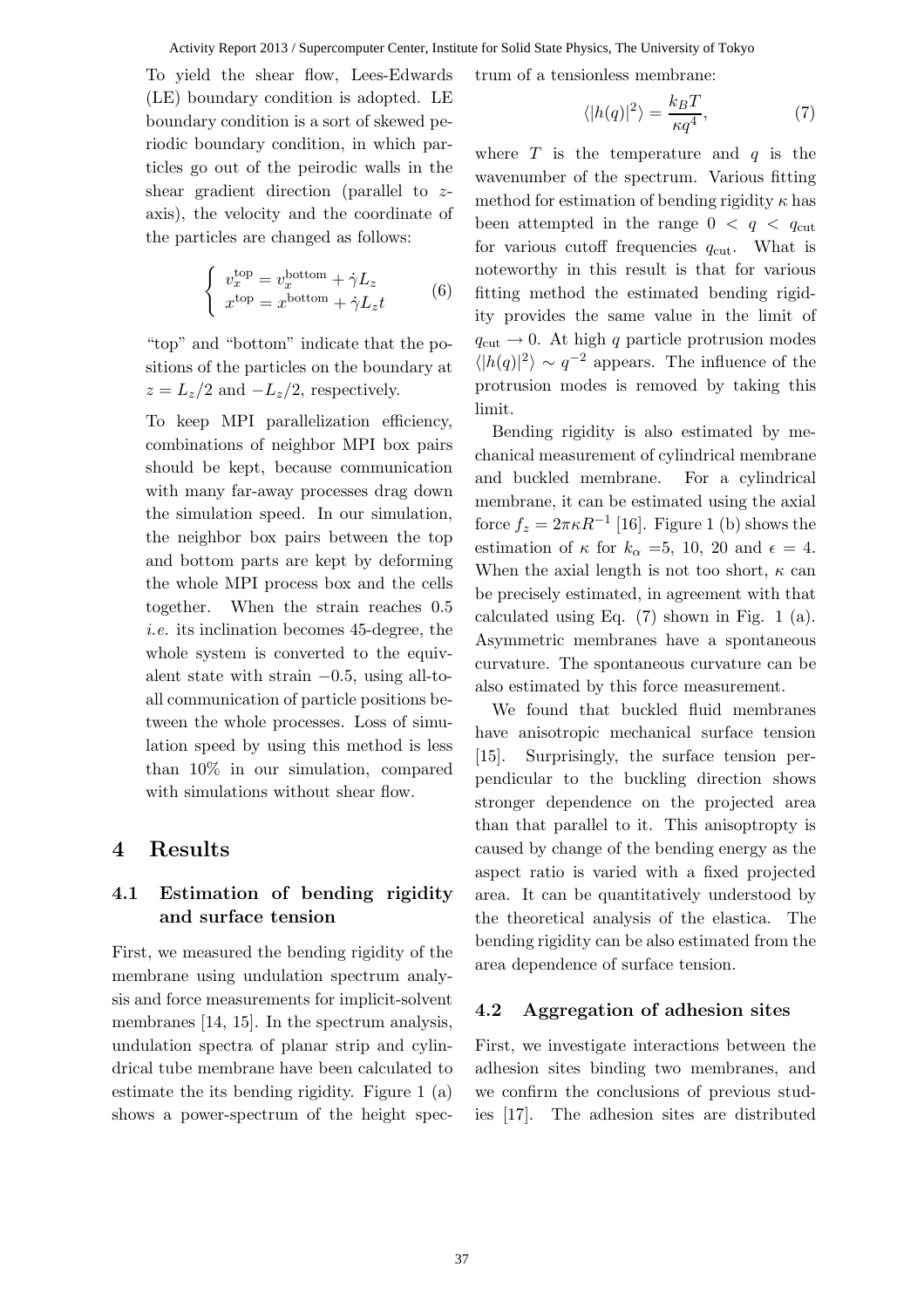To yield the shear flow, Lees-Edwards (LE) boundary condition is adopted. LE boundary condition is a sort of skewed periodic boundary condition, in which particles go out of the peirodic walls in the shear gradient direction (parallel to $z$-axis), the velocity and the coordinate of the particles are changed as follows:

$$\begin{cases} v_x^{\text{top}} = v_x^{\text{bottom}} + \dot{\gamma} L_z \\ x^{\text{top}} = x^{\text{bottom}} + \dot{\gamma} L_z t \end{cases} \tag{6}$$

"top" and "bottom" indicate that the positions of the particles on the boundary at $z = L_z/2$ and $-L_z/2$, respectively.

To keep MPI parallelization efficiency, combinations of neighbor MPI box pairs should be kept, because communication with many far-away processes drag down the simulation speed. In our simulation, the neighbor box pairs between the top and bottom parts are kept by deforming the whole MPI process box and the cells together. When the strain reaches 0.5 *i.e.* its inclination becomes 45-degree, the whole system is converted to the equivalent state with strain $-0.5$, using all-to-all communication of particle positions between the whole processes. Loss of simulation speed by using this method is less than 10% in our simulation, compared with simulations without shear flow.

# 4 Results

## 4.1 Estimation of bending rigidity and surface tension

First, we measured the bending rigidity of the membrane using undulation spectrum analysis and force measurements for implicit-solvent membranes [14, 15]. In the spectrum analysis, undulation spectra of planar strip and cylindrical tube membrane have been calculated to estimate the its bending rigidity. Figure 1 (a) shows a power-spectrum of the height spectrum of a tensionless membrane:

$$\langle |h(q)|^2 \rangle = \frac{k_B T}{\kappa q^4}, \tag{7}$$

where $T$ is the temperature and $q$ is the wavenumber of the spectrum. Various fitting method for estimation of bending rigidity $\kappa$ has been attempted in the range $0 < q < q_{\text{cut}}$ for various cutoff frequencies $q_{\text{cut}}$. What is noteworthy in this result is that for various fitting method the estimated bending rigidity provides the same value in the limit of $q_{\text{cut}} \to 0$. At high $q$ particle protrusion modes $\langle |h(q)|^2 \rangle \sim q^{-2}$ appears. The influence of the protrusion modes is removed by taking this limit.

Bending rigidity is also estimated by mechanical measurement of cylindrical membrane and buckled membrane. For a cylindrical membrane, it can be estimated using the axial force $f_z = 2\pi\kappa R^{-1}$ [16]. Figure 1 (b) shows the estimation of $\kappa$ for $k_\alpha$ =5, 10, 20 and $\epsilon = 4$. When the axial length is not too short, $\kappa$ can be precisely estimated, in agreement with that calculated using Eq. (7) shown in Fig. 1 (a). Asymmetric membranes have a spontaneous curvature. The spontaneous curvature can be also estimated by this force measurement.

We found that buckled fluid membranes have anisotropic mechanical surface tension [15]. Surprisingly, the surface tension perpendicular to the buckling direction shows stronger dependence on the projected area than that parallel to it. This anisoptropty is caused by change of the bending energy as the aspect ratio is varied with a fixed projected area. It can be quantitatively understood by the theoretical analysis of the elastica. The bending rigidity can be also estimated from the area dependence of surface tension.

## 4.2 Aggregation of adhesion sites

First, we investigate interactions between the adhesion sites binding two membranes, and we confirm the conclusions of previous studies [17]. The adhesion sites are distributed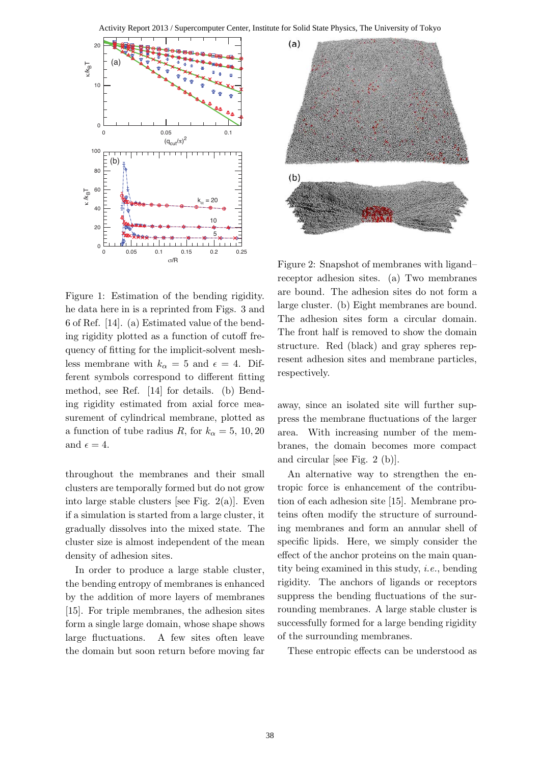Figure 1: Estimation of the bending rigidity. he data here in is a reprinted from Figs. 3 and 6 of Ref. [14]. (a) Estimated value of the bending rigidity plotted as a function of cutoff frequency of fitting for the implicit-solvent meshless membrane with $k_\alpha = 5$ and $\epsilon = 4$. Different symbols correspond to different fitting method, see Ref. [14] for details. (b) Bending rigidity estimated from axial force measurement of cylindrical membrane, plotted as a function of tube radius $R$, for $k_\alpha = 5, 10, 20$ and $\epsilon = 4$.

Figure 2: Snapshot of membranes with ligand–receptor adhesion sites. (a) Two membranes are bound. The adhesion sites do not form a large cluster. (b) Eight membranes are bound. The adhesion sites form a circular domain. The front half is removed to show the domain structure. Red (black) and gray spheres represent adhesion sites and membrane particles, respectively.

throughout the membranes and their small clusters are temporally formed but do not grow into large stable clusters [see Fig. 2(a)]. Even if a simulation is started from a large cluster, it gradually dissolves into the mixed state. The cluster size is almost independent of the mean density of adhesion sites.

In order to produce a large stable cluster, the bending entropy of membranes is enhanced by the addition of more layers of membranes [15]. For triple membranes, the adhesion sites form a single large domain, whose shape shows large fluctuations. A few sites often leave the domain but soon return before moving far away, since an isolated site will further suppress the membrane fluctuations of the larger area. With increasing number of the membranes, the domain becomes more compact and circular [see Fig. 2 (b)].

An alternative way to strengthen the entropic force is enhancement of the contribution of each adhesion site [15]. Membrane proteins often modify the structure of surrounding membranes and form an annular shell of specific lipids. Here, we simply consider the effect of the anchor proteins on the main quantity being examined in this study, *i.e.*, bending rigidity. The anchors of ligands or receptors suppress the bending fluctuations of the surrounding membranes. A large stable cluster is successfully formed for a large bending rigidity of the surrounding membranes.

These entropic effects can be understood as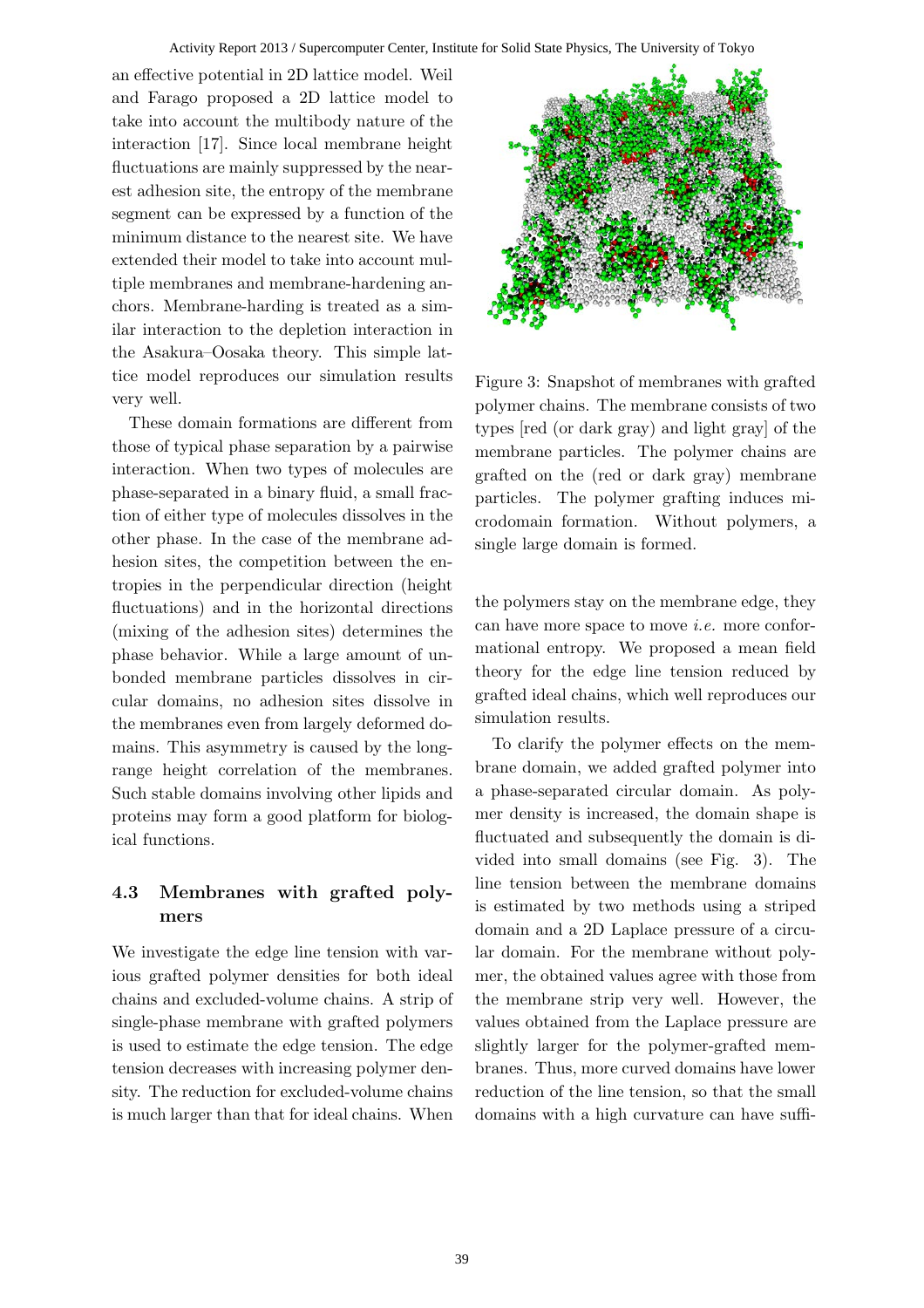an effective potential in 2D lattice model. Weil and Farago proposed a 2D lattice model to take into account the multibody nature of the interaction [17]. Since local membrane height fluctuations are mainly suppressed by the nearest adhesion site, the entropy of the membrane segment can be expressed by a function of the minimum distance to the nearest site. We have extended their model to take into account multiple membranes and membrane-hardening anchors. Membrane-harding is treated as a similar interaction to the depletion interaction in the Asakura–Oosaka theory. This simple lattice model reproduces our simulation results very well.

These domain formations are different from those of typical phase separation by a pairwise interaction. When two types of molecules are phase-separated in a binary fluid, a small fraction of either type of molecules dissolves in the other phase. In the case of the membrane adhesion sites, the competition between the entropies in the perpendicular direction (height fluctuations) and in the horizontal directions (mixing of the adhesion sites) determines the phase behavior. While a large amount of unbonded membrane particles dissolves in circular domains, no adhesion sites dissolve in the membranes even from largely deformed domains. This asymmetry is caused by the long-range height correlation of the membranes. Such stable domains involving other lipids and proteins may form a good platform for biological functions.

### 4.3 Membranes with grafted polymers

We investigate the edge line tension with various grafted polymer densities for both ideal chains and excluded-volume chains. A strip of single-phase membrane with grafted polymers is used to estimate the edge tension. The edge tension decreases with increasing polymer density. The reduction for excluded-volume chains is much larger than that for ideal chains. When the polymers stay on the membrane edge, they can have more space to move *i.e.* more conformational entropy. We proposed a mean field theory for the edge line tension reduced by grafted ideal chains, which well reproduces our simulation results.

Figure 3: Snapshot of membranes with grafted polymer chains. The membrane consists of two types [red (or dark gray) and light gray] of the membrane particles. The polymer chains are grafted on the (red or dark gray) membrane particles. The polymer grafting induces microdomain formation. Without polymers, a single large domain is formed.

To clarify the polymer effects on the membrane domain, we added grafted polymer into a phase-separated circular domain. As polymer density is increased, the domain shape is fluctuated and subsequently the domain is divided into small domains (see Fig. 3). The line tension between the membrane domains is estimated by two methods using a striped domain and a 2D Laplace pressure of a circular domain. For the membrane without polymer, the obtained values agree with those from the membrane strip very well. However, the values obtained from the Laplace pressure are slightly larger for the polymer-grafted membranes. Thus, more curved domains have lower reduction of the line tension, so that the small domains with a high curvature can have suffi-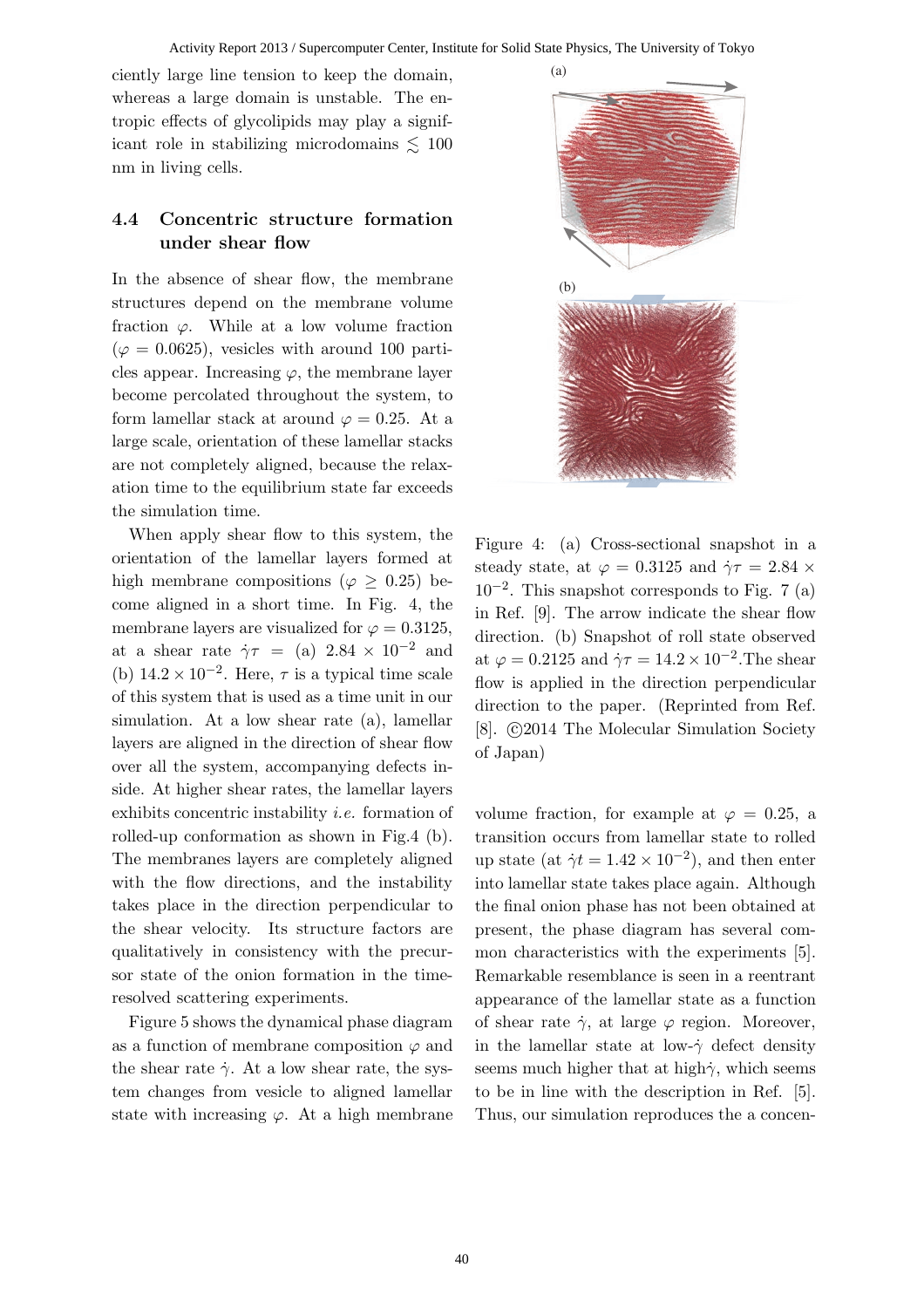ciently large line tension to keep the domain, whereas a large domain is unstable. The entropic effects of glycolipids may play a significant role in stabilizing microdomains $\lesssim$ 100 nm in living cells.

### 4.4 Concentric structure formation under shear flow

In the absence of shear flow, the membrane structures depend on the membrane volume fraction $\varphi$. While at a low volume fraction ($\varphi = 0.0625$), vesicles with around 100 particles appear. Increasing $\varphi$, the membrane layer become percolated throughout the system, to form lamellar stack at around $\varphi = 0.25$. At a large scale, orientation of these lamellar stacks are not completely aligned, because the relaxation time to the equilibrium state far exceeds the simulation time.

When apply shear flow to this system, the orientation of the lamellar layers formed at high membrane compositions ($\varphi \geq 0.25$) become aligned in a short time. In Fig. 4, the membrane layers are visualized for $\varphi = 0.3125$, at a shear rate $\dot{\gamma}\tau$ = (a) $2.84 \times 10^{-2}$ and (b) $14.2 \times 10^{-2}$. Here, $\tau$ is a typical time scale of this system that is used as a time unit in our simulation. At a low shear rate (a), lamellar layers are aligned in the direction of shear flow over all the system, accompanying defects inside. At higher shear rates, the lamellar layers exhibits concentric instability *i.e.* formation of rolled-up conformation as shown in Fig.4 (b). The membranes layers are completely aligned with the flow directions, and the instability takes place in the direction perpendicular to the shear velocity. Its structure factors are qualitatively in consistency with the precursor state of the onion formation in the time-resolved scattering experiments.

Figure 5 shows the dynamical phase diagram as a function of membrane composition $\varphi$ and the shear rate $\dot{\gamma}$. At a low shear rate, the system changes from vesicle to aligned lamellar state with increasing $\varphi$. At a high membrane volume fraction, for example at $\varphi = 0.25$, a transition occurs from lamellar state to rolled up state (at $\dot{\gamma}t = 1.42 \times 10^{-2}$), and then enter into lamellar state takes place again. Although the final onion phase has not been obtained at present, the phase diagram has several common characteristics with the experiments [5]. Remarkable resemblance is seen in a reentrant appearance of the lamellar state as a function of shear rate $\dot{\gamma}$, at large $\varphi$ region. Moreover, in the lamellar state at low-$\dot{\gamma}$ defect density seems much higher that at high$\dot{\gamma}$, which seems to be in line with the description in Ref. [5]. Thus, our simulation reproduces the a concen-

Figure 4: (a) Cross-sectional snapshot in a steady state, at $\varphi = 0.3125$ and $\dot{\gamma}\tau = 2.84 \times 10^{-2}$. This snapshot corresponds to Fig. 7 (a) in Ref. [9]. The arrow indicate the shear flow direction. (b) Snapshot of roll state observed at $\varphi = 0.2125$ and $\dot{\gamma}\tau = 14.2 \times 10^{-2}$.The shear flow is applied in the direction perpendicular direction to the paper. (Reprinted from Ref. [8]. ©2014 The Molecular Simulation Society of Japan)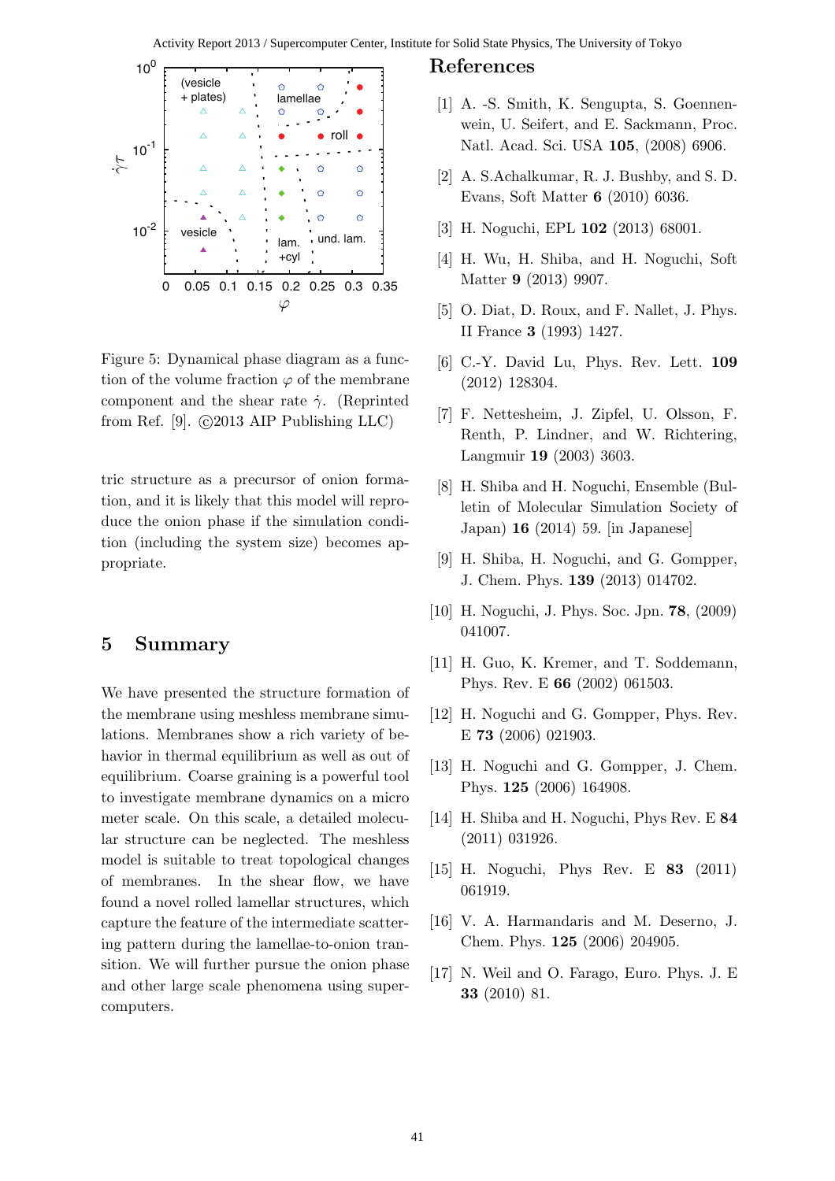$10^0$

(vesicle + plates)

lamellae

roll

$10^{-1}$

$\dot{\gamma}\tau$

$10^{-2}$

vesicle

lam. +cyl

und. lam.

0 0.05 0.1 0.15 0.2 0.25 0.3 0.35

$\varphi$

Figure 5: Dynamical phase diagram as a function of the volume fraction $\varphi$ of the membrane component and the shear rate $\dot{\gamma}$. (Reprinted from Ref. [9]. ©2013 AIP Publishing LLC)

tric structure as a precursor of onion formation, and it is likely that this model will reproduce the onion phase if the simulation condition (including the system size) becomes appropriate.

## 5 Summary

We have presented the structure formation of the membrane using meshless membrane simulations. Membranes show a rich variety of behavior in thermal equilibrium as well as out of equilibrium. Coarse graining is a powerful tool to investigate membrane dynamics on a micro meter scale. On this scale, a detailed molecular structure can be neglected. The meshless model is suitable to treat topological changes of membranes. In the shear flow, we have found a novel rolled lamellar structures, which capture the feature of the intermediate scattering pattern during the lamellae-to-onion transition. We will further pursue the onion phase and other large scale phenomena using supercomputers.

## References

[1] A. -S. Smith, K. Sengupta, S. Goennenwein, U. Seifert, and E. Sackmann, Proc. Natl. Acad. Sci. USA **105**, (2008) 6906.

[2] A. S.Achalkumar, R. J. Bushby, and S. D. Evans, Soft Matter **6** (2010) 6036.

[3] H. Noguchi, EPL **102** (2013) 68001.

[4] H. Wu, H. Shiba, and H. Noguchi, Soft Matter **9** (2013) 9907.

[5] O. Diat, D. Roux, and F. Nallet, J. Phys. II France **3** (1993) 1427.

[6] C.-Y. David Lu, Phys. Rev. Lett. **109** (2012) 128304.

[7] F. Nettesheim, J. Zipfel, U. Olsson, F. Renth, P. Lindner, and W. Richtering, Langmuir **19** (2003) 3603.

[8] H. Shiba and H. Noguchi, Ensemble (Bulletin of Molecular Simulation Society of Japan) **16** (2014) 59. [in Japanese]

[9] H. Shiba, H. Noguchi, and G. Gompper, J. Chem. Phys. **139** (2013) 014702.

[10] H. Noguchi, J. Phys. Soc. Jpn. **78**, (2009) 041007.

[11] H. Guo, K. Kremer, and T. Soddemann, Phys. Rev. E **66** (2002) 061503.

[12] H. Noguchi and G. Gompper, Phys. Rev. E **73** (2006) 021903.

[13] H. Noguchi and G. Gompper, J. Chem. Phys. **125** (2006) 164908.

[14] H. Shiba and H. Noguchi, Phys Rev. E **84** (2011) 031926.

[15] H. Noguchi, Phys Rev. E **83** (2011) 061919.

[16] V. A. Harmandaris and M. Deserno, J. Chem. Phys. **125** (2006) 204905.

[17] N. Weil and O. Farago, Euro. Phys. J. E **33** (2010) 81.